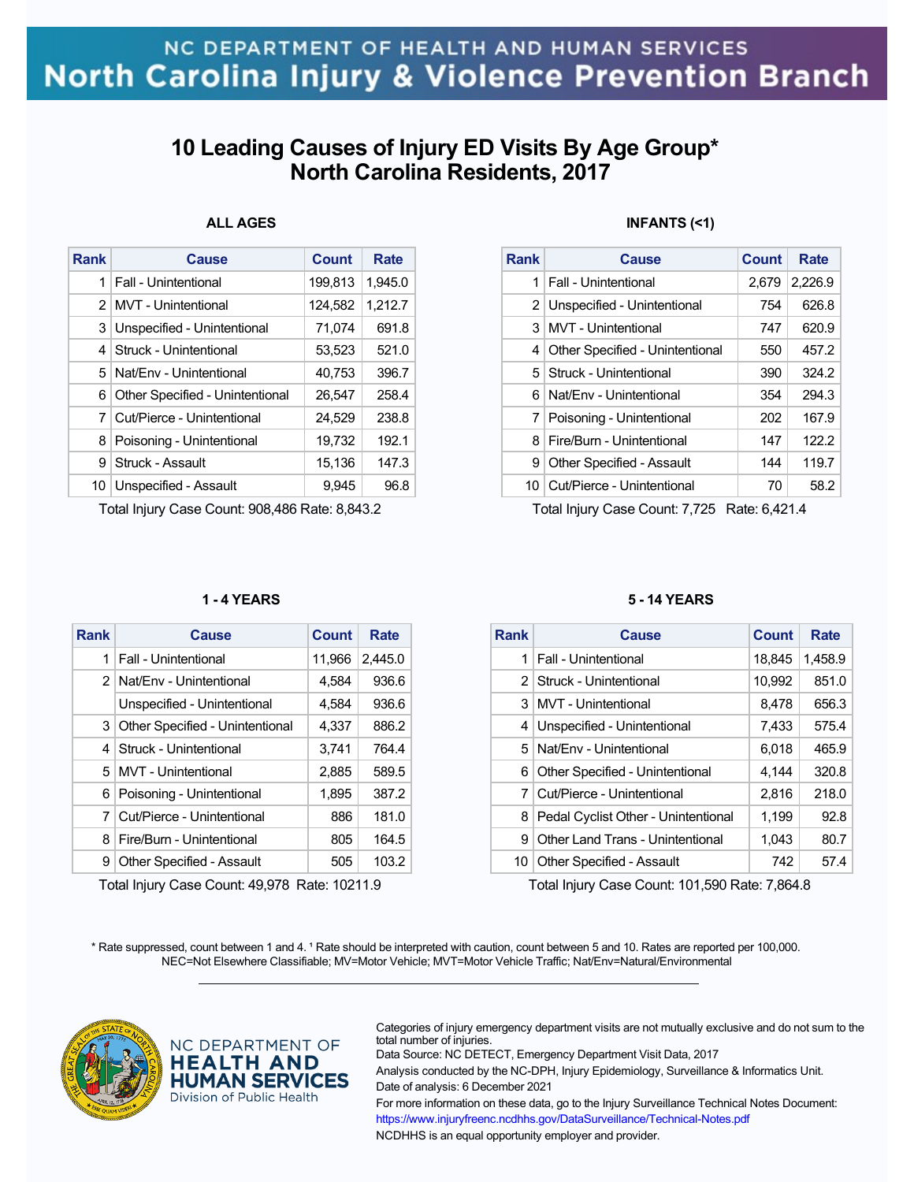NC DEPARTMENT OF HEALTH AND HUMAN SERVICES

North Carolina Injury & Violence Prevention Branch

# 10 Leading Causes of Injury ED Visits By Age Group*
# North Carolina Residents, 2017

### ALL AGES

| Rank | Cause | Count | Rate |
|---|---|---|---|
| 1 | Fall - Unintentional | 199,813 | 1,945.0 |
| 2 | MVT - Unintentional | 124,582 | 1,212.7 |
| 3 | Unspecified - Unintentional | 71,074 | 691.8 |
| 4 | Struck - Unintentional | 53,523 | 521.0 |
| 5 | Nat/Env - Unintentional | 40,753 | 396.7 |
| 6 | Other Specified - Unintentional | 26,547 | 258.4 |
| 7 | Cut/Pierce - Unintentional | 24,529 | 238.8 |
| 8 | Poisoning - Unintentional | 19,732 | 192.1 |
| 9 | Struck - Assault | 15,136 | 147.3 |
| 10 | Unspecified - Assault | 9,945 | 96.8 |

Total Injury Case Count: 908,486 Rate: 8,843.2

### INFANTS (<1)

| Rank | Cause | Count | Rate |
|---|---|---|---|
| 1 | Fall - Unintentional | 2,679 | 2,226.9 |
| 2 | Unspecified - Unintentional | 754 | 626.8 |
| 3 | MVT - Unintentional | 747 | 620.9 |
| 4 | Other Specified - Unintentional | 550 | 457.2 |
| 5 | Struck - Unintentional | 390 | 324.2 |
| 6 | Nat/Env - Unintentional | 354 | 294.3 |
| 7 | Poisoning - Unintentional | 202 | 167.9 |
| 8 | Fire/Burn - Unintentional | 147 | 122.2 |
| 9 | Other Specified - Assault | 144 | 119.7 |
| 10 | Cut/Pierce - Unintentional | 70 | 58.2 |

Total Injury Case Count: 7,725 Rate: 6,421.4

### 1 - 4 YEARS

| Rank | Cause | Count | Rate |
|---|---|---|---|
| 1 | Fall - Unintentional | 11,966 | 2,445.0 |
| 2 | Nat/Env - Unintentional | 4,584 | 936.6 |
| | Unspecified - Unintentional | 4,584 | 936.6 |
| 3 | Other Specified - Unintentional | 4,337 | 886.2 |
| 4 | Struck - Unintentional | 3,741 | 764.4 |
| 5 | MVT - Unintentional | 2,885 | 589.5 |
| 6 | Poisoning - Unintentional | 1,895 | 387.2 |
| 7 | Cut/Pierce - Unintentional | 886 | 181.0 |
| 8 | Fire/Burn - Unintentional | 805 | 164.5 |
| 9 | Other Specified - Assault | 505 | 103.2 |

Total Injury Case Count: 49,978 Rate: 10211.9

### 5 - 14 YEARS

| Rank | Cause | Count | Rate |
|---|---|---|---|
| 1 | Fall - Unintentional | 18,845 | 1,458.9 |
| 2 | Struck - Unintentional | 10,992 | 851.0 |
| 3 | MVT - Unintentional | 8,478 | 656.3 |
| 4 | Unspecified - Unintentional | 7,433 | 575.4 |
| 5 | Nat/Env - Unintentional | 6,018 | 465.9 |
| 6 | Other Specified - Unintentional | 4,144 | 320.8 |
| 7 | Cut/Pierce - Unintentional | 2,816 | 218.0 |
| 8 | Pedal Cyclist Other - Unintentional | 1,199 | 92.8 |
| 9 | Other Land Trans - Unintentional | 1,043 | 80.7 |
| 10 | Other Specified - Assault | 742 | 57.4 |

Total Injury Case Count: 101,590 Rate: 7,864.8

* Rate suppressed, count between 1 and 4. ¹ Rate should be interpreted with caution, count between 5 and 10. Rates are reported per 100,000.
NEC=Not Elsewhere Classifiable; MV=Motor Vehicle; MVT=Motor Vehicle Traffic; Nat/Env=Natural/Environmental

NC DEPARTMENT OF HEALTH AND HUMAN SERVICES
Division of Public Health

Categories of injury emergency department visits are not mutually exclusive and do not sum to the total number of injuries.
Data Source: NC DETECT, Emergency Department Visit Data, 2017
Analysis conducted by the NC-DPH, Injury Epidemiology, Surveillance & Informatics Unit.
Date of analysis: 6 December 2021
For more information on these data, go to the Injury Surveillance Technical Notes Document:
https://www.injuryfreenc.ncdhhs.gov/DataSurveillance/Technical-Notes.pdf
NCDHHS is an equal opportunity employer and provider.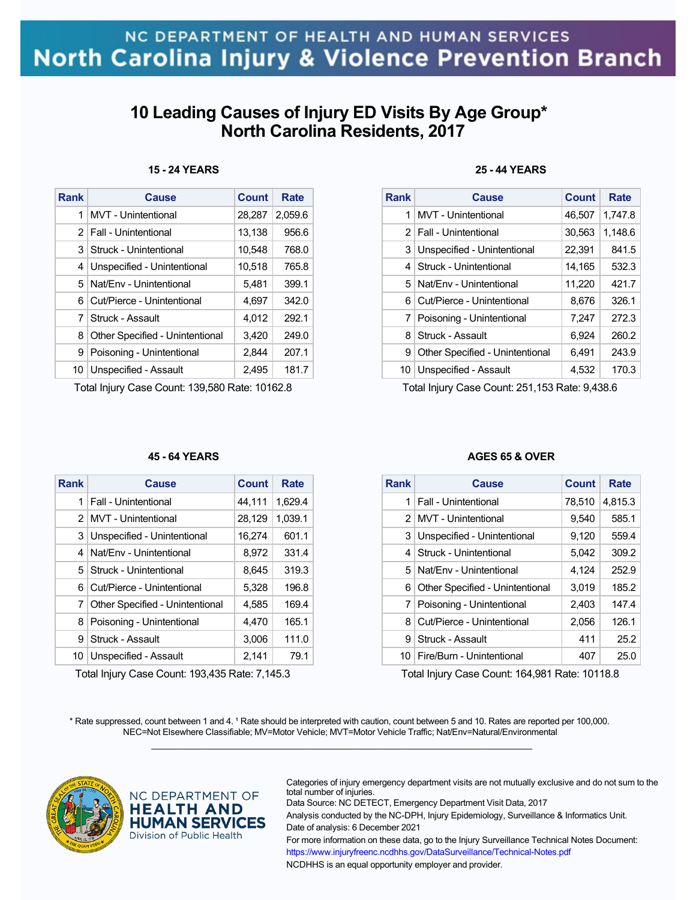NC DEPARTMENT OF HEALTH AND HUMAN SERVICES
North Carolina Injury & Violence Prevention Branch

# 10 Leading Causes of Injury ED Visits By Age Group* North Carolina Residents, 2017

### 15 - 24 YEARS

| Rank | Cause | Count | Rate |
|---|---|---|---|
| 1 | MVT - Unintentional | 28,287 | 2,059.6 |
| 2 | Fall - Unintentional | 13,138 | 956.6 |
| 3 | Struck - Unintentional | 10,548 | 768.0 |
| 4 | Unspecified - Unintentional | 10,518 | 765.8 |
| 5 | Nat/Env - Unintentional | 5,481 | 399.1 |
| 6 | Cut/Pierce - Unintentional | 4,697 | 342.0 |
| 7 | Struck - Assault | 4,012 | 292.1 |
| 8 | Other Specified - Unintentional | 3,420 | 249.0 |
| 9 | Poisoning - Unintentional | 2,844 | 207.1 |
| 10 | Unspecified - Assault | 2,495 | 181.7 |

Total Injury Case Count: 139,580 Rate: 10162.8

### 25 - 44 YEARS

| Rank | Cause | Count | Rate |
|---|---|---|---|
| 1 | MVT - Unintentional | 46,507 | 1,747.8 |
| 2 | Fall - Unintentional | 30,563 | 1,148.6 |
| 3 | Unspecified - Unintentional | 22,391 | 841.5 |
| 4 | Struck - Unintentional | 14,165 | 532.3 |
| 5 | Nat/Env - Unintentional | 11,220 | 421.7 |
| 6 | Cut/Pierce - Unintentional | 8,676 | 326.1 |
| 7 | Poisoning - Unintentional | 7,247 | 272.3 |
| 8 | Struck - Assault | 6,924 | 260.2 |
| 9 | Other Specified - Unintentional | 6,491 | 243.9 |
| 10 | Unspecified - Assault | 4,532 | 170.3 |

Total Injury Case Count: 251,153 Rate: 9,438.6

### 45 - 64 YEARS

| Rank | Cause | Count | Rate |
|---|---|---|---|
| 1 | Fall - Unintentional | 44,111 | 1,629.4 |
| 2 | MVT - Unintentional | 28,129 | 1,039.1 |
| 3 | Unspecified - Unintentional | 16,274 | 601.1 |
| 4 | Nat/Env - Unintentional | 8,972 | 331.4 |
| 5 | Struck - Unintentional | 8,645 | 319.3 |
| 6 | Cut/Pierce - Unintentional | 5,328 | 196.8 |
| 7 | Other Specified - Unintentional | 4,585 | 169.4 |
| 8 | Poisoning - Unintentional | 4,470 | 165.1 |
| 9 | Struck - Assault | 3,006 | 111.0 |
| 10 | Unspecified - Assault | 2,141 | 79.1 |

Total Injury Case Count: 193,435 Rate: 7,145.3

### AGES 65 & OVER

| Rank | Cause | Count | Rate |
|---|---|---|---|
| 1 | Fall - Unintentional | 78,510 | 4,815.3 |
| 2 | MVT - Unintentional | 9,540 | 585.1 |
| 3 | Unspecified - Unintentional | 9,120 | 559.4 |
| 4 | Struck - Unintentional | 5,042 | 309.2 |
| 5 | Nat/Env - Unintentional | 4,124 | 252.9 |
| 6 | Other Specified - Unintentional | 3,019 | 185.2 |
| 7 | Poisoning - Unintentional | 2,403 | 147.4 |
| 8 | Cut/Pierce - Unintentional | 2,056 | 126.1 |
| 9 | Struck - Assault | 411 | 25.2 |
| 10 | Fire/Burn - Unintentional | 407 | 25.0 |

Total Injury Case Count: 164,981 Rate: 10118.8

* Rate suppressed, count between 1 and 4. ¹ Rate should be interpreted with caution, count between 5 and 10. Rates are reported per 100,000.
NEC=Not Elsewhere Classifiable; MV=Motor Vehicle; MVT=Motor Vehicle Traffic; Nat/Env=Natural/Environmental

NC DEPARTMENT OF HEALTH AND HUMAN SERVICES
Division of Public Health

Categories of injury emergency department visits are not mutually exclusive and do not sum to the total number of injuries.
Data Source: NC DETECT, Emergency Department Visit Data, 2017
Analysis conducted by the NC-DPH, Injury Epidemiology, Surveillance & Informatics Unit.
Date of analysis: 6 December 2021
For more information on these data, go to the Injury Surveillance Technical Notes Document:
https://www.injuryfreenc.ncdhhs.gov/DataSurveillance/Technical-Notes.pdf
NCDHHS is an equal opportunity employer and provider.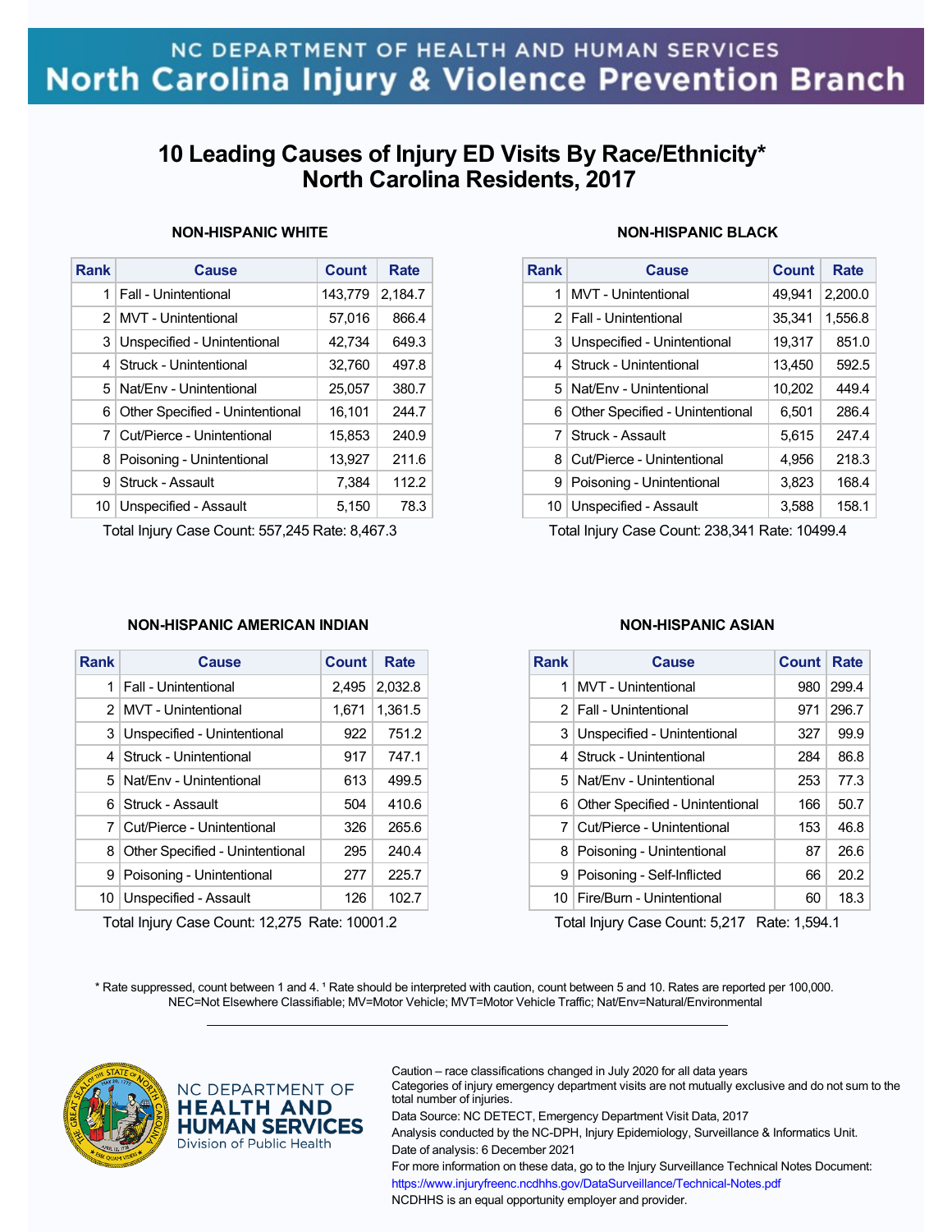NC DEPARTMENT OF HEALTH AND HUMAN SERVICES
North Carolina Injury & Violence Prevention Branch

# 10 Leading Causes of Injury ED Visits By Race/Ethnicity* North Carolina Residents, 2017

### NON-HISPANIC WHITE

| Rank | Cause | Count | Rate |
|---|---|---|---|
| 1 | Fall - Unintentional | 143,779 | 2,184.7 |
| 2 | MVT - Unintentional | 57,016 | 866.4 |
| 3 | Unspecified - Unintentional | 42,734 | 649.3 |
| 4 | Struck - Unintentional | 32,760 | 497.8 |
| 5 | Nat/Env - Unintentional | 25,057 | 380.7 |
| 6 | Other Specified - Unintentional | 16,101 | 244.7 |
| 7 | Cut/Pierce - Unintentional | 15,853 | 240.9 |
| 8 | Poisoning - Unintentional | 13,927 | 211.6 |
| 9 | Struck - Assault | 7,384 | 112.2 |
| 10 | Unspecified - Assault | 5,150 | 78.3 |

Total Injury Case Count: 557,245 Rate: 8,467.3

### NON-HISPANIC BLACK

| Rank | Cause | Count | Rate |
|---|---|---|---|
| 1 | MVT - Unintentional | 49,941 | 2,200.0 |
| 2 | Fall - Unintentional | 35,341 | 1,556.8 |
| 3 | Unspecified - Unintentional | 19,317 | 851.0 |
| 4 | Struck - Unintentional | 13,450 | 592.5 |
| 5 | Nat/Env - Unintentional | 10,202 | 449.4 |
| 6 | Other Specified - Unintentional | 6,501 | 286.4 |
| 7 | Struck - Assault | 5,615 | 247.4 |
| 8 | Cut/Pierce - Unintentional | 4,956 | 218.3 |
| 9 | Poisoning - Unintentional | 3,823 | 168.4 |
| 10 | Unspecified - Assault | 3,588 | 158.1 |

Total Injury Case Count: 238,341 Rate: 10499.4

### NON-HISPANIC AMERICAN INDIAN

| Rank | Cause | Count | Rate |
|---|---|---|---|
| 1 | Fall - Unintentional | 2,495 | 2,032.8 |
| 2 | MVT - Unintentional | 1,671 | 1,361.5 |
| 3 | Unspecified - Unintentional | 922 | 751.2 |
| 4 | Struck - Unintentional | 917 | 747.1 |
| 5 | Nat/Env - Unintentional | 613 | 499.5 |
| 6 | Struck - Assault | 504 | 410.6 |
| 7 | Cut/Pierce - Unintentional | 326 | 265.6 |
| 8 | Other Specified - Unintentional | 295 | 240.4 |
| 9 | Poisoning - Unintentional | 277 | 225.7 |
| 10 | Unspecified - Assault | 126 | 102.7 |

Total Injury Case Count: 12,275 Rate: 10001.2

### NON-HISPANIC ASIAN

| Rank | Cause | Count | Rate |
|---|---|---|---|
| 1 | MVT - Unintentional | 980 | 299.4 |
| 2 | Fall - Unintentional | 971 | 296.7 |
| 3 | Unspecified - Unintentional | 327 | 99.9 |
| 4 | Struck - Unintentional | 284 | 86.8 |
| 5 | Nat/Env - Unintentional | 253 | 77.3 |
| 6 | Other Specified - Unintentional | 166 | 50.7 |
| 7 | Cut/Pierce - Unintentional | 153 | 46.8 |
| 8 | Poisoning - Unintentional | 87 | 26.6 |
| 9 | Poisoning - Self-Inflicted | 66 | 20.2 |
| 10 | Fire/Burn - Unintentional | 60 | 18.3 |

Total Injury Case Count: 5,217 Rate: 1,594.1

\* Rate suppressed, count between 1 and 4. ¹ Rate should be interpreted with caution, count between 5 and 10. Rates are reported per 100,000.
NEC=Not Elsewhere Classifiable; MV=Motor Vehicle; MVT=Motor Vehicle Traffic; Nat/Env=Natural/Environmental

NC DEPARTMENT OF HEALTH AND HUMAN SERVICES
Division of Public Health

Caution – race classifications changed in July 2020 for all data years
Categories of injury emergency department visits are not mutually exclusive and do not sum to the total number of injuries.
Data Source: NC DETECT, Emergency Department Visit Data, 2017
Analysis conducted by the NC-DPH, Injury Epidemiology, Surveillance & Informatics Unit.
Date of analysis: 6 December 2021
For more information on these data, go to the Injury Surveillance Technical Notes Document:
https://www.injuryfreenc.ncdhhs.gov/DataSurveillance/Technical-Notes.pdf
NCDHHS is an equal opportunity employer and provider.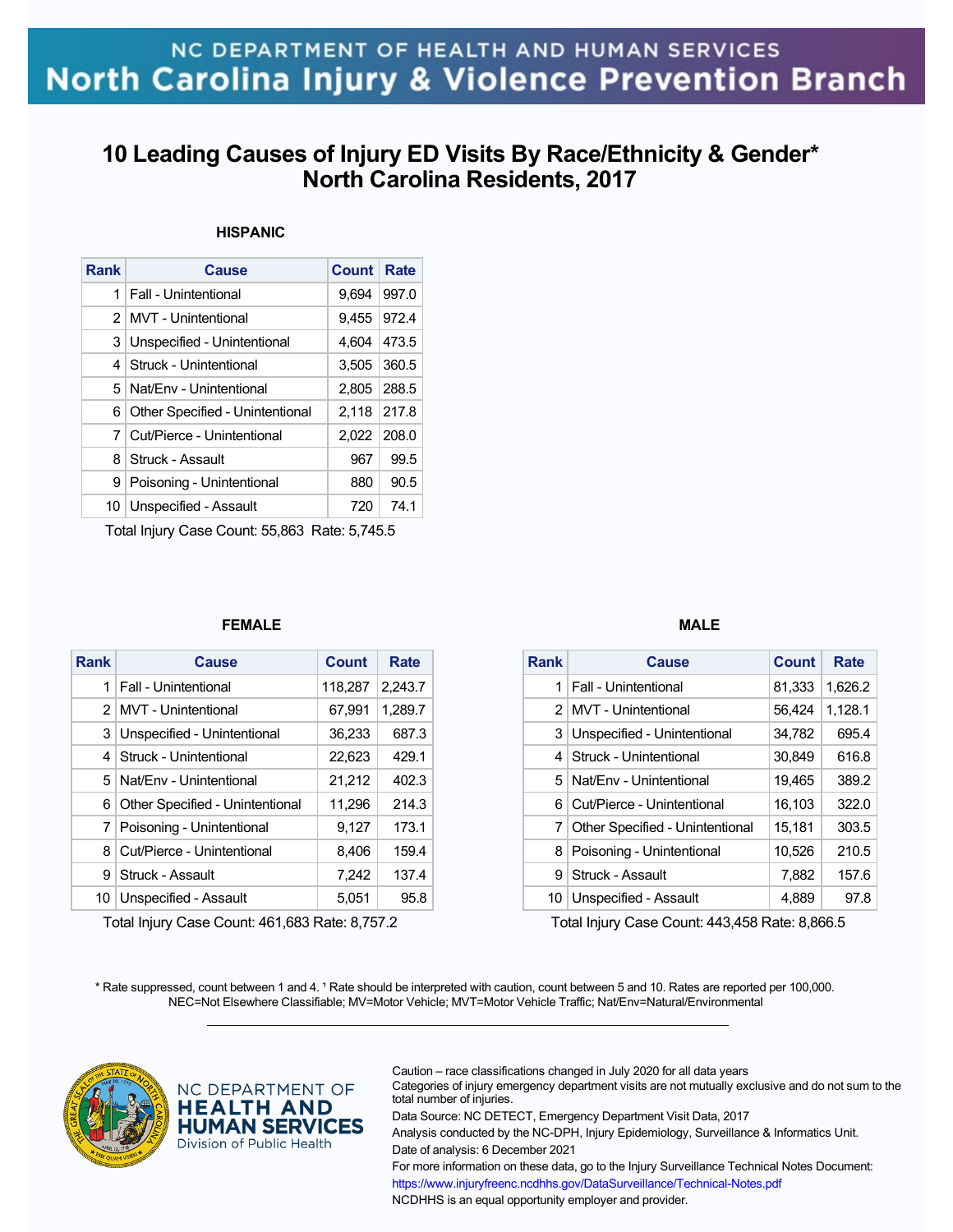NC DEPARTMENT OF HEALTH AND HUMAN SERVICES
North Carolina Injury & Violence Prevention Branch

# 10 Leading Causes of Injury ED Visits By Race/Ethnicity & Gender* North Carolina Residents, 2017

### HISPANIC

| Rank | Cause | Count | Rate |
|---|---|---|---|
| 1 | Fall - Unintentional | 9,694 | 997.0 |
| 2 | MVT - Unintentional | 9,455 | 972.4 |
| 3 | Unspecified - Unintentional | 4,604 | 473.5 |
| 4 | Struck - Unintentional | 3,505 | 360.5 |
| 5 | Nat/Env - Unintentional | 2,805 | 288.5 |
| 6 | Other Specified - Unintentional | 2,118 | 217.8 |
| 7 | Cut/Pierce - Unintentional | 2,022 | 208.0 |
| 8 | Struck - Assault | 967 | 99.5 |
| 9 | Poisoning - Unintentional | 880 | 90.5 |
| 10 | Unspecified - Assault | 720 | 74.1 |

Total Injury Case Count: 55,863 Rate: 5,745.5

### FEMALE

| Rank | Cause | Count | Rate |
|---|---|---|---|
| 1 | Fall - Unintentional | 118,287 | 2,243.7 |
| 2 | MVT - Unintentional | 67,991 | 1,289.7 |
| 3 | Unspecified - Unintentional | 36,233 | 687.3 |
| 4 | Struck - Unintentional | 22,623 | 429.1 |
| 5 | Nat/Env - Unintentional | 21,212 | 402.3 |
| 6 | Other Specified - Unintentional | 11,296 | 214.3 |
| 7 | Poisoning - Unintentional | 9,127 | 173.1 |
| 8 | Cut/Pierce - Unintentional | 8,406 | 159.4 |
| 9 | Struck - Assault | 7,242 | 137.4 |
| 10 | Unspecified - Assault | 5,051 | 95.8 |

Total Injury Case Count: 461,683 Rate: 8,757.2

### MALE

| Rank | Cause | Count | Rate |
|---|---|---|---|
| 1 | Fall - Unintentional | 81,333 | 1,626.2 |
| 2 | MVT - Unintentional | 56,424 | 1,128.1 |
| 3 | Unspecified - Unintentional | 34,782 | 695.4 |
| 4 | Struck - Unintentional | 30,849 | 616.8 |
| 5 | Nat/Env - Unintentional | 19,465 | 389.2 |
| 6 | Cut/Pierce - Unintentional | 16,103 | 322.0 |
| 7 | Other Specified - Unintentional | 15,181 | 303.5 |
| 8 | Poisoning - Unintentional | 10,526 | 210.5 |
| 9 | Struck - Assault | 7,882 | 157.6 |
| 10 | Unspecified - Assault | 4,889 | 97.8 |

Total Injury Case Count: 443,458 Rate: 8,866.5

* Rate suppressed, count between 1 and 4. ¹ Rate should be interpreted with caution, count between 5 and 10. Rates are reported per 100,000.
NEC=Not Elsewhere Classifiable; MV=Motor Vehicle; MVT=Motor Vehicle Traffic; Nat/Env=Natural/Environmental

NC DEPARTMENT OF HEALTH AND HUMAN SERVICES
Division of Public Health

Caution – race classifications changed in July 2020 for all data years
Categories of injury emergency department visits are not mutually exclusive and do not sum to the total number of injuries.
Data Source: NC DETECT, Emergency Department Visit Data, 2017
Analysis conducted by the NC-DPH, Injury Epidemiology, Surveillance & Informatics Unit.
Date of analysis: 6 December 2021
For more information on these data, go to the Injury Surveillance Technical Notes Document:
https://www.injuryfreenc.ncdhhs.gov/DataSurveillance/Technical-Notes.pdf
NCDHHS is an equal opportunity employer and provider.